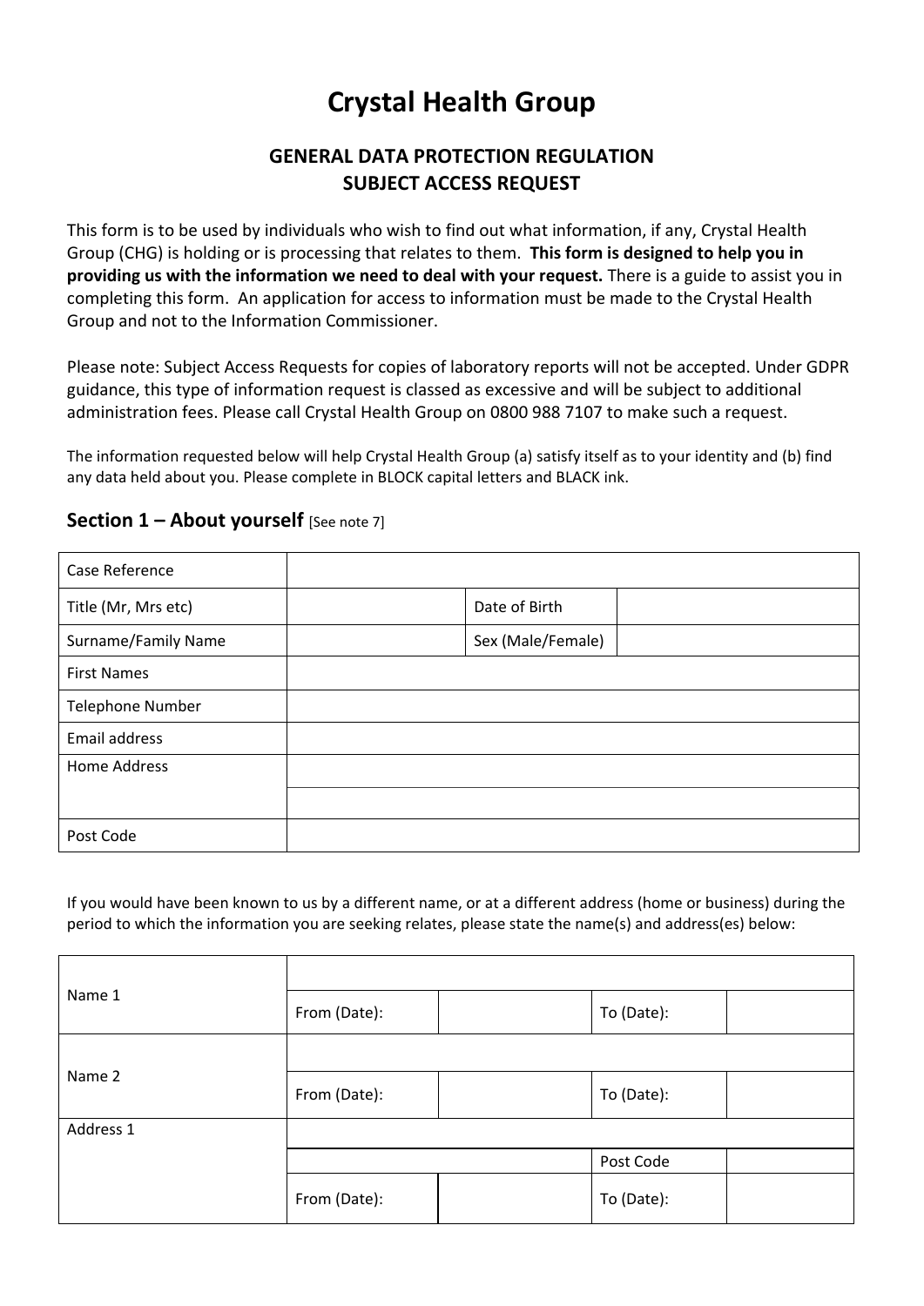# Crystal Health Group

## GENERAL DATA PROTECTION REGULATION
## SUBJECT ACCESS REQUEST

This form is to be used by individuals who wish to find out what information, if any, Crystal Health Group (CHG) is holding or is processing that relates to them. **This form is designed to help you in providing us with the information we need to deal with your request.** There is a guide to assist you in completing this form. An application for access to information must be made to the Crystal Health Group and not to the Information Commissioner.

Please note: Subject Access Requests for copies of laboratory reports will not be accepted. Under GDPR guidance, this type of information request is classed as excessive and will be subject to additional administration fees. Please call Crystal Health Group on 0800 988 7107 to make such a request.

The information requested below will help Crystal Health Group (a) satisfy itself as to your identity and (b) find any data held about you. Please complete in BLOCK capital letters and BLACK ink.

### Section 1 – About yourself [See note 7]

| Case Reference | | | |
|---|---|---|---|
| Title (Mr, Mrs etc) | | Date of Birth | |
| Surname/Family Name | | Sex (Male/Female) | |
| First Names | | | |
| Telephone Number | | | |
| Email address | | | |
| Home Address | | | |
| | | | |
| Post Code | | | |

If you would have been known to us by a different name, or at a different address (home or business) during the period to which the information you are seeking relates, please state the name(s) and address(es) below:

| Name 1 | | | | |
|---|---|---|---|---|
| | From (Date): | | To (Date): | |
| Name 2 | | | | |
| | From (Date): | | To (Date): | |
| Address 1 | | | | |
| | | | Post Code | |
| | From (Date): | | To (Date): | |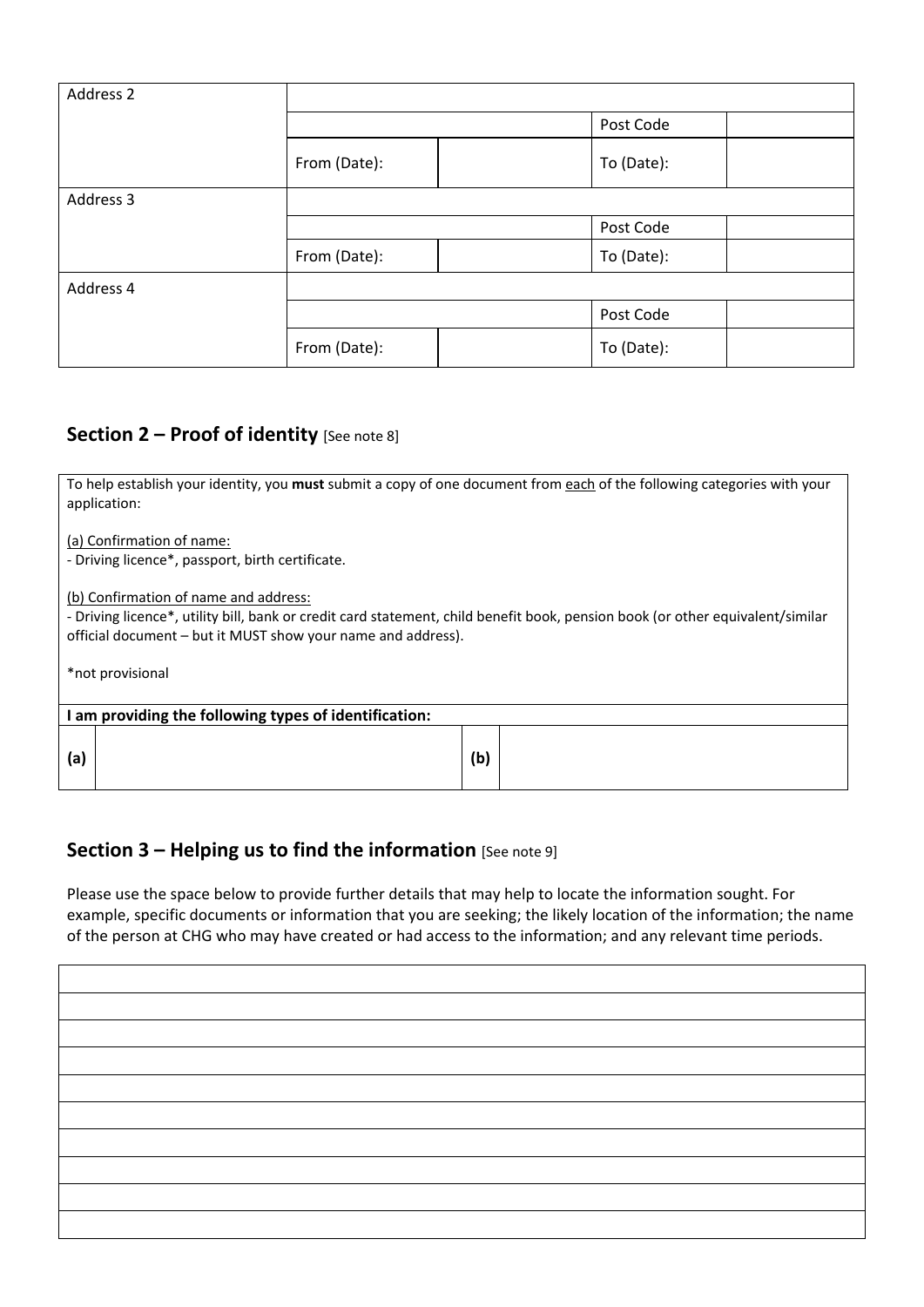| Address 2 | | | | |
|---|---|---|---|---|
| | | | Post Code | |
| | From (Date): | | To (Date): | |
| Address 3 | | | | |
| | | | Post Code | |
| | From (Date): | | To (Date): | |
| Address 4 | | | | |
| | | | Post Code | |
| | From (Date): | | To (Date): | |

## Section 2 – Proof of identity [See note 8]

To help establish your identity, you **must** submit a copy of one document from each of the following categories with your application:

(a) Confirmation of name:
- Driving licence*, passport, birth certificate.

(b) Confirmation of name and address:
- Driving licence*, utility bill, bank or credit card statement, child benefit book, pension book (or other equivalent/similar official document – but it MUST show your name and address).

*not provisional

**I am providing the following types of identification:**

| (a) | | (b) | |
|---|---|---|---|

## Section 3 – Helping us to find the information [See note 9]

Please use the space below to provide further details that may help to locate the information sought. For example, specific documents or information that you are seeking; the likely location of the information; the name of the person at CHG who may have created or had access to the information; and any relevant time periods.

| |
|---|
| |
| |
| |
| |
| |
| |
| |
| |
| |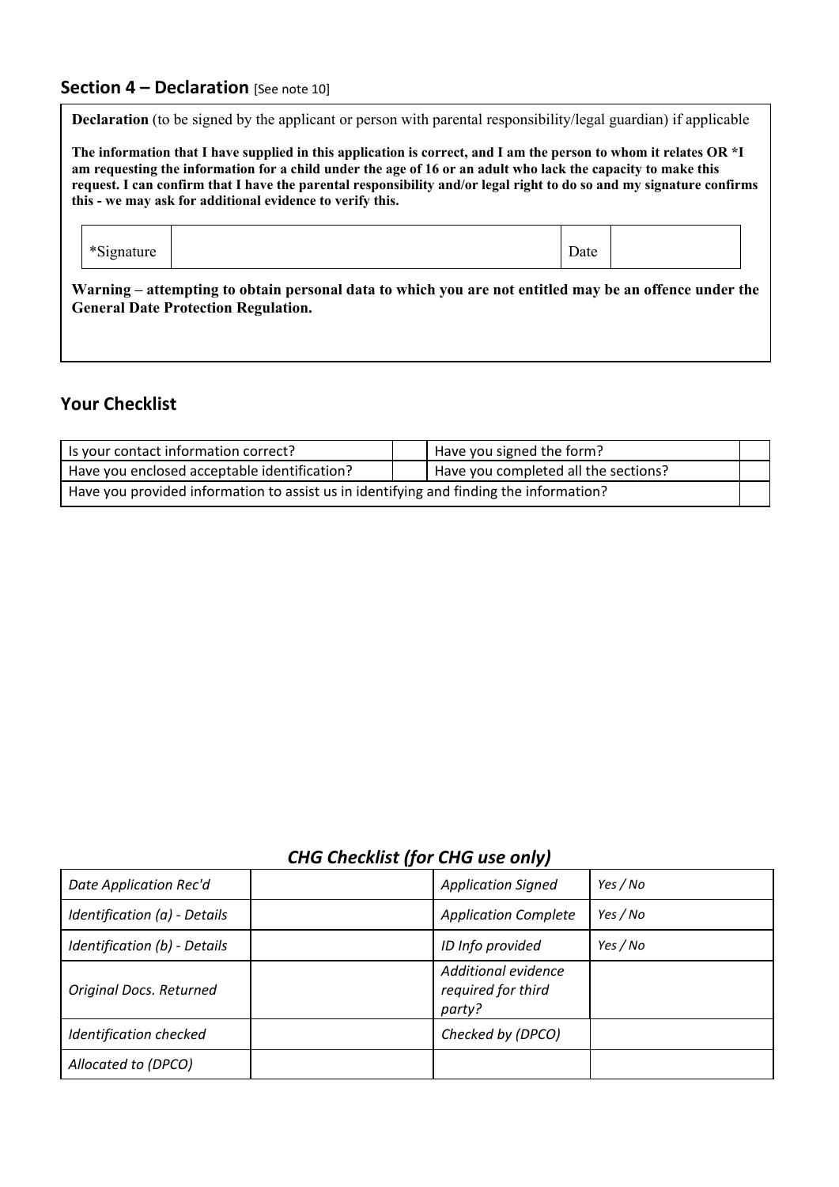## Section 4 – Declaration [See note 10]

**Declaration** (to be signed by the applicant or person with parental responsibility/legal guardian) if applicable

**The information that I have supplied in this application is correct, and I am the person to whom it relates OR *I am requesting the information for a child under the age of 16 or an adult who lack the capacity to make this request. I can confirm that I have the parental responsibility and/or legal right to do so and my signature confirms this - we may ask for additional evidence to verify this.**

| *Signature | | Date | |
|---|---|---|---|

**Warning – attempting to obtain personal data to which you are not entitled may be an offence under the General Date Protection Regulation.**

## Your Checklist

| Is your contact information correct? | | Have you signed the form? | |
|---|---|---|---|
| Have you enclosed acceptable identification? | | Have you completed all the sections? | |
| Have you provided information to assist us in identifying and finding the information? | | | |

### *CHG Checklist (for CHG use only)*

| *Date Application Rec'd* | | *Application Signed* | *Yes / No* |
|---|---|---|---|
| *Identification (a) - Details* | | *Application Complete* | *Yes / No* |
| *Identification (b) - Details* | | *ID Info provided* | *Yes / No* |
| *Original Docs. Returned* | | *Additional evidence required for third party?* | |
| *Identification checked* | | *Checked by (DPCO)* | |
| *Allocated to (DPCO)* | | | |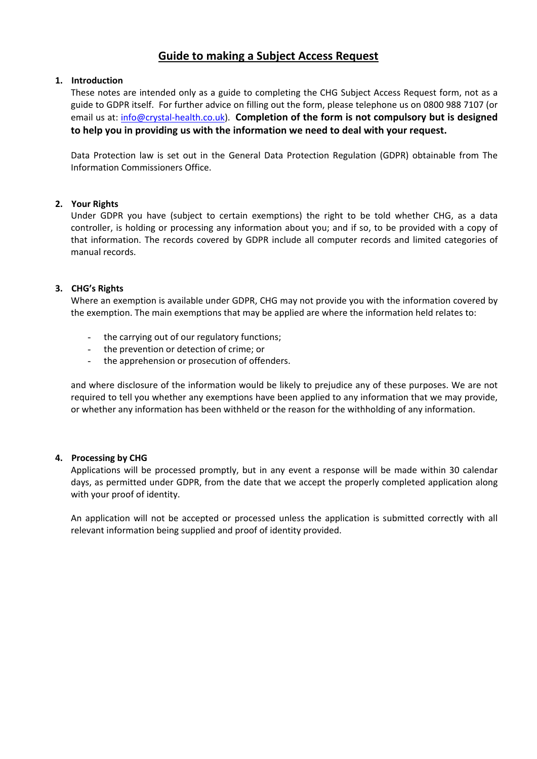# Guide to making a Subject Access Request

1. **Introduction**

   These notes are intended only as a guide to completing the CHG Subject Access Request form, not as a guide to GDPR itself. For further advice on filling out the form, please telephone us on 0800 988 7107 (or email us at: info@crystal-health.co.uk). **Completion of the form is not compulsory but is designed to help you in providing us with the information we need to deal with your request.**

   Data Protection law is set out in the General Data Protection Regulation (GDPR) obtainable from The Information Commissioners Office.

2. **Your Rights**

   Under GDPR you have (subject to certain exemptions) the right to be told whether CHG, as a data controller, is holding or processing any information about you; and if so, to be provided with a copy of that information. The records covered by GDPR include all computer records and limited categories of manual records.

3. **CHG's Rights**

   Where an exemption is available under GDPR, CHG may not provide you with the information covered by the exemption. The main exemptions that may be applied are where the information held relates to:

   - the carrying out of our regulatory functions;
   - the prevention or detection of crime; or
   - the apprehension or prosecution of offenders.

   and where disclosure of the information would be likely to prejudice any of these purposes. We are not required to tell you whether any exemptions have been applied to any information that we may provide, or whether any information has been withheld or the reason for the withholding of any information.

4. **Processing by CHG**

   Applications will be processed promptly, but in any event a response will be made within 30 calendar days, as permitted under GDPR, from the date that we accept the properly completed application along with your proof of identity.

   An application will not be accepted or processed unless the application is submitted correctly with all relevant information being supplied and proof of identity provided.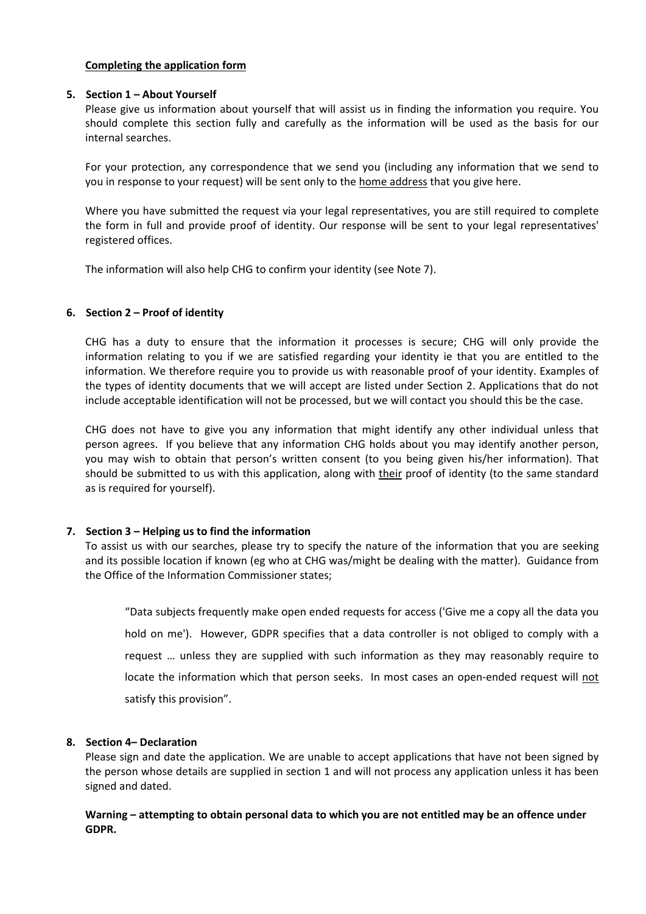## Completing the application form

**5. Section 1 – About Yourself**

Please give us information about yourself that will assist us in finding the information you require. You should complete this section fully and carefully as the information will be used as the basis for our internal searches.

For your protection, any correspondence that we send you (including any information that we send to you in response to your request) will be sent only to the home address that you give here.

Where you have submitted the request via your legal representatives, you are still required to complete the form in full and provide proof of identity. Our response will be sent to your legal representatives' registered offices.

The information will also help CHG to confirm your identity (see Note 7).

**6. Section 2 – Proof of identity**

CHG has a duty to ensure that the information it processes is secure; CHG will only provide the information relating to you if we are satisfied regarding your identity ie that you are entitled to the information. We therefore require you to provide us with reasonable proof of your identity. Examples of the types of identity documents that we will accept are listed under Section 2. Applications that do not include acceptable identification will not be processed, but we will contact you should this be the case.

CHG does not have to give you any information that might identify any other individual unless that person agrees. If you believe that any information CHG holds about you may identify another person, you may wish to obtain that person's written consent (to you being given his/her information). That should be submitted to us with this application, along with their proof of identity (to the same standard as is required for yourself).

**7. Section 3 – Helping us to find the information**

To assist us with our searches, please try to specify the nature of the information that you are seeking and its possible location if known (eg who at CHG was/might be dealing with the matter). Guidance from the Office of the Information Commissioner states;

> "Data subjects frequently make open ended requests for access ('Give me a copy all the data you hold on me'). However, GDPR specifies that a data controller is not obliged to comply with a request … unless they are supplied with such information as they may reasonably require to locate the information which that person seeks. In most cases an open-ended request will not satisfy this provision".

**8. Section 4– Declaration**

Please sign and date the application. We are unable to accept applications that have not been signed by the person whose details are supplied in section 1 and will not process any application unless it has been signed and dated.

**Warning – attempting to obtain personal data to which you are not entitled may be an offence under GDPR.**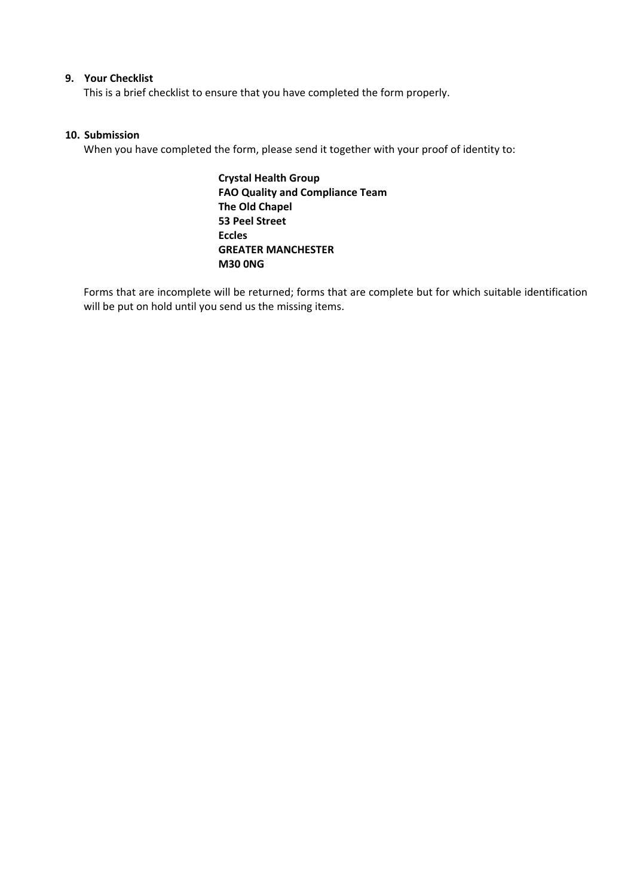9. **Your Checklist**
   This is a brief checklist to ensure that you have completed the form properly.

10. **Submission**
    When you have completed the form, please send it together with your proof of identity to:

    **Crystal Health Group**
    **FAO Quality and Compliance Team**
    **The Old Chapel**
    **53 Peel Street**
    **Eccles**
    **GREATER MANCHESTER**
    **M30 0NG**

    Forms that are incomplete will be returned; forms that are complete but for which suitable identification will be put on hold until you send us the missing items.